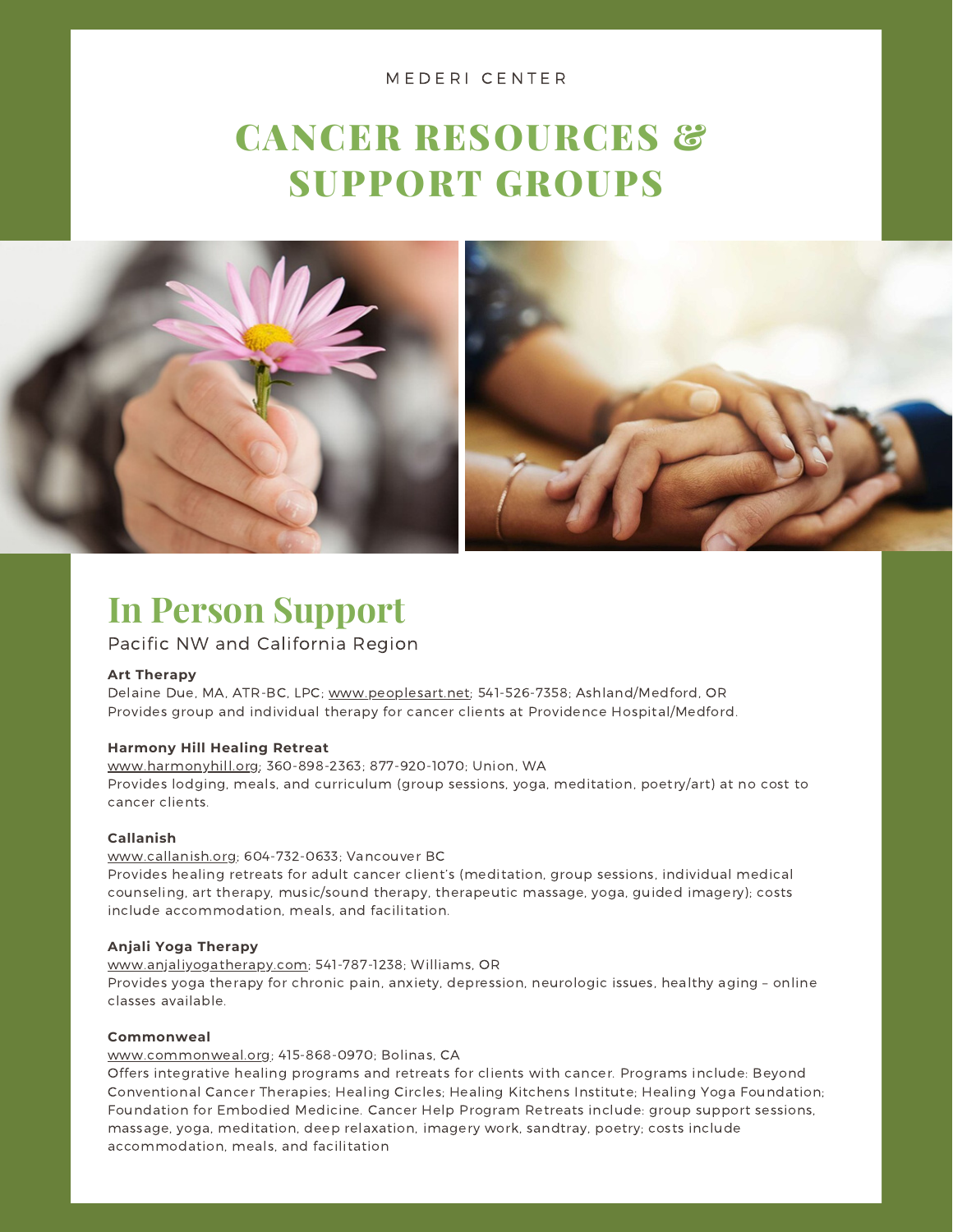MEDERI CENTER

# CANCER RESOURCES & SUPPORT GROUPS

## In Person Support

Pacific NW and California Region

**Art Therapy**
Delaine Due, MA, ATR-BC, LPC; www.peoplesart.net; 541-526-7358; Ashland/Medford, OR
Provides group and individual therapy for cancer clients at Providence Hospital/Medford.

**Harmony Hill Healing Retreat**
www.harmonyhill.org; 360-898-2363; 877-920-1070; Union, WA
Provides lodging, meals, and curriculum (group sessions, yoga, meditation, poetry/art) at no cost to cancer clients.

**Callanish**
www.callanish.org; 604-732-0633; Vancouver BC
Provides healing retreats for adult cancer client's (meditation, group sessions, individual medical counseling, art therapy, music/sound therapy, therapeutic massage, yoga, guided imagery); costs include accommodation, meals, and facilitation.

**Anjali Yoga Therapy**
www.anjaliyogatherapy.com; 541-787-1238; Williams, OR
Provides yoga therapy for chronic pain, anxiety, depression, neurologic issues, healthy aging – online classes available.

**Commonweal**
www.commonweal.org; 415-868-0970; Bolinas, CA
Offers integrative healing programs and retreats for clients with cancer. Programs include: Beyond Conventional Cancer Therapies; Healing Circles; Healing Kitchens Institute; Healing Yoga Foundation; Foundation for Embodied Medicine. Cancer Help Program Retreats include: group support sessions, massage, yoga, meditation, deep relaxation, imagery work, sandtray, poetry; costs include accommodation, meals, and facilitation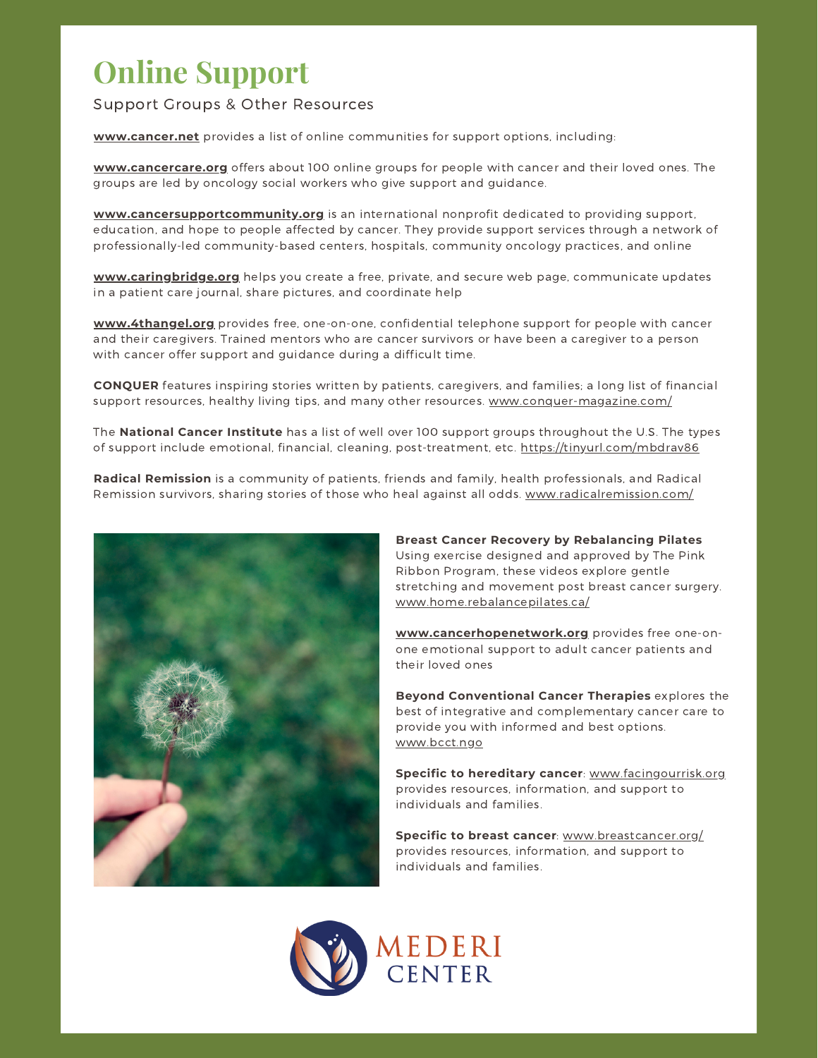# Online Support

Support Groups & Other Resources

**www.cancer.net** provides a list of online communities for support options, including:

**www.cancercare.org** offers about 100 online groups for people with cancer and their loved ones. The groups are led by oncology social workers who give support and guidance.

**www.cancersupportcommunity.org** is an international nonprofit dedicated to providing support, education, and hope to people affected by cancer. They provide support services through a network of professionally-led community-based centers, hospitals, community oncology practices, and online

**www.caringbridge.org** helps you create a free, private, and secure web page, communicate updates in a patient care journal, share pictures, and coordinate help

**www.4thangel.org** provides free, one-on-one, confidential telephone support for people with cancer and their caregivers. Trained mentors who are cancer survivors or have been a caregiver to a person with cancer offer support and guidance during a difficult time.

**CONQUER** features inspiring stories written by patients, caregivers, and families; a long list of financial support resources, healthy living tips, and many other resources. www.conquer-magazine.com/

The **National Cancer Institute** has a list of well over 100 support groups throughout the U.S. The types of support include emotional, financial, cleaning, post-treatment, etc. https://tinyurl.com/mbdrav86

**Radical Remission** is a community of patients, friends and family, health professionals, and Radical Remission survivors, sharing stories of those who heal against all odds. www.radicalremission.com/

**Breast Cancer Recovery by Rebalancing Pilates** Using exercise designed and approved by The Pink Ribbon Program, these videos explore gentle stretching and movement post breast cancer surgery. www.home.rebalancepilates.ca/

**www.cancerhopenetwork.org** provides free one-on-one emotional support to adult cancer patients and their loved ones

**Beyond Conventional Cancer Therapies** explores the best of integrative and complementary cancer care to provide you with informed and best options. www.bcct.ngo

**Specific to hereditary cancer**: www.facingourrisk.org provides resources, information, and support to individuals and families.

**Specific to breast cancer**: www.breastcancer.org/ provides resources, information, and support to individuals and families.

MEDERI CENTER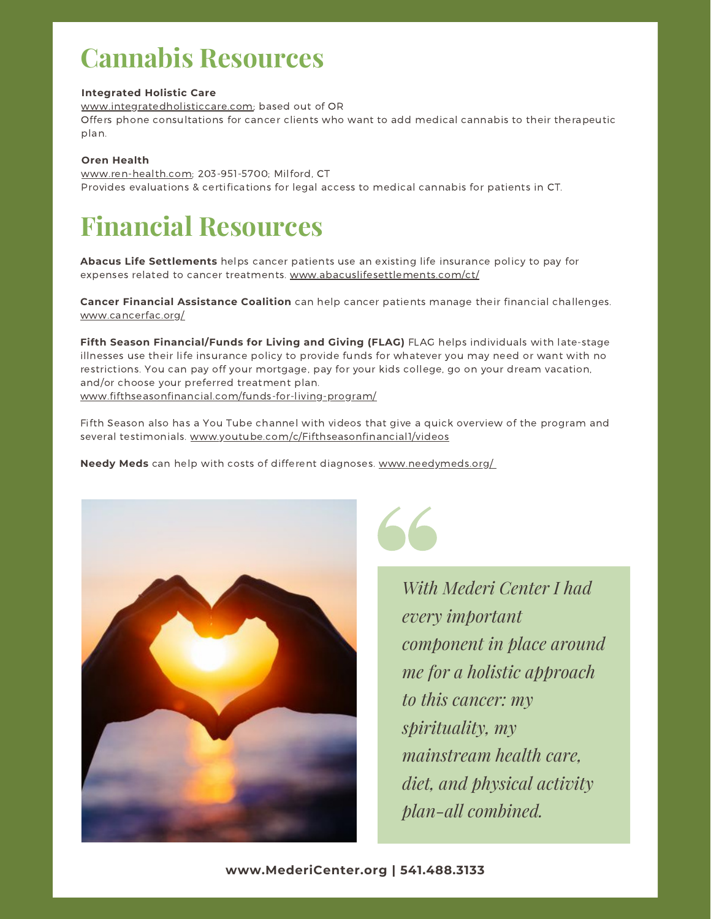# Cannabis Resources

**Integrated Holistic Care**
www.integratedholisticcare.com; based out of OR
Offers phone consultations for cancer clients who want to add medical cannabis to their therapeutic plan.

**Oren Health**
www.ren-health.com; 203-951-5700; Milford, CT
Provides evaluations & certifications for legal access to medical cannabis for patients in CT.

# Financial Resources

**Abacus Life Settlements** helps cancer patients use an existing life insurance policy to pay for expenses related to cancer treatments. www.abacuslifesettlements.com/ct/

**Cancer Financial Assistance Coalition** can help cancer patients manage their financial challenges. www.cancerfac.org/

**Fifth Season Financial/Funds for Living and Giving (FLAG)** FLAG helps individuals with late-stage illnesses use their life insurance policy to provide funds for whatever you may need or want with no restrictions. You can pay off your mortgage, pay for your kids college, go on your dream vacation, and/or choose your preferred treatment plan.
www.fifthseasonfinancial.com/funds-for-living-program/

Fifth Season also has a You Tube channel with videos that give a quick overview of the program and several testimonials. www.youtube.com/c/Fifthseasonfinancial1/videos

**Needy Meds** can help with costs of different diagnoses. www.needymeds.org/

> *With Mederi Center I had every important component in place around me for a holistic approach to this cancer: my spirituality, my mainstream health care, diet, and physical activity plan-all combined.*

**www.MederiCenter.org | 541.488.3133**